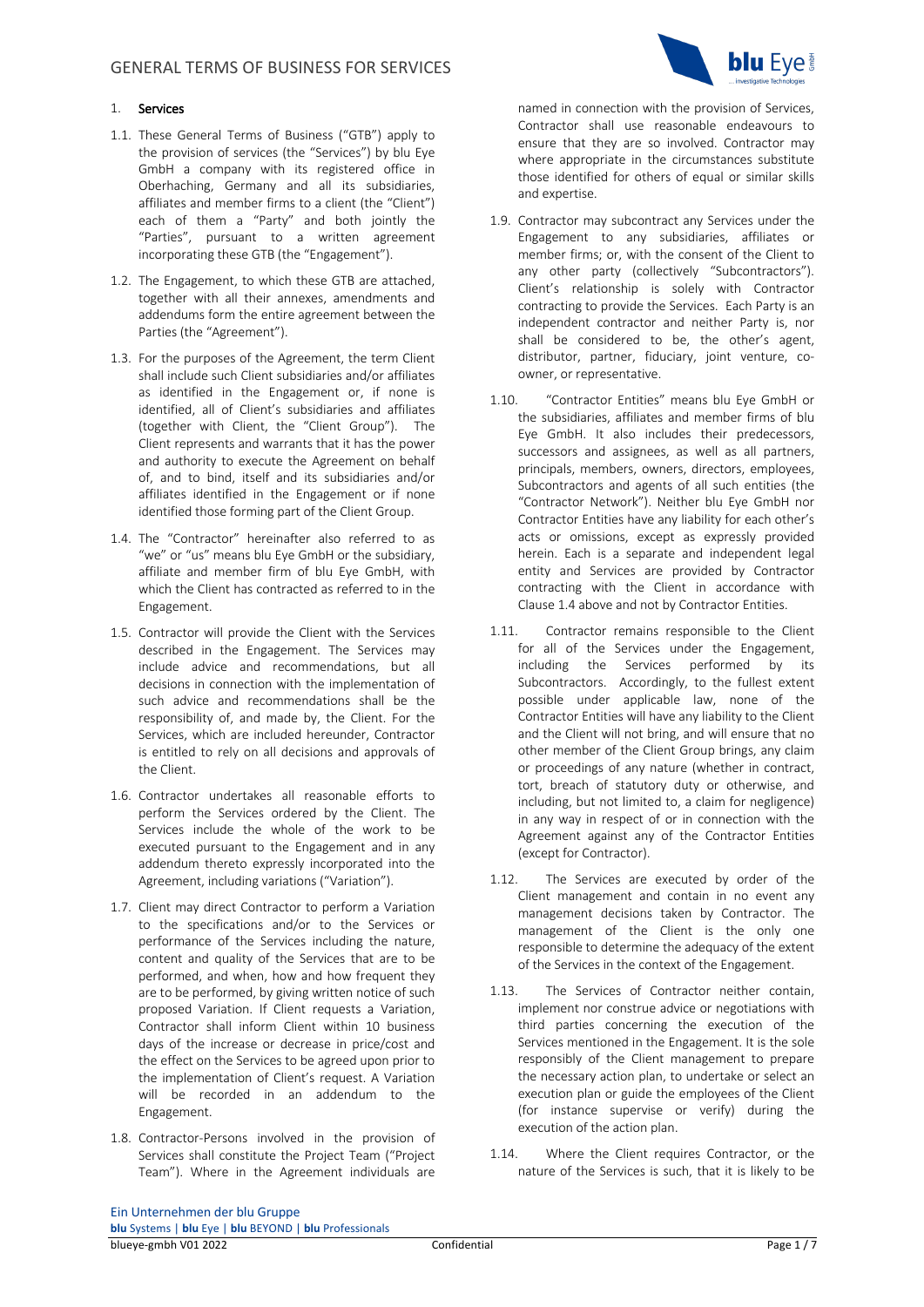# GENERAL TERMS OF BUSINESS FOR SERVICES

## 1. Services

1.1. These General Terms of Business ("GTB") apply to the provision of services (the "Services") by blu Eye GmbH a company with its registered office in Oberhaching, Germany and all its subsidiaries, affiliates and member firms to a client (the "Client") each of them a "Party" and both jointly the "Parties", pursuant to a written agreement incorporating these GTB (the "Engagement").

1.2. The Engagement, to which these GTB are attached, together with all their annexes, amendments and addendums form the entire agreement between the Parties (the "Agreement").

1.3. For the purposes of the Agreement, the term Client shall include such Client subsidiaries and/or affiliates as identified in the Engagement or, if none is identified, all of Client's subsidiaries and affiliates (together with Client, the "Client Group"). The Client represents and warrants that it has the power and authority to execute the Agreement on behalf of, and to bind, itself and its subsidiaries and/or affiliates identified in the Engagement or if none identified those forming part of the Client Group.

1.4. The "Contractor" hereinafter also referred to as "we" or "us" means blu Eye GmbH or the subsidiary, affiliate and member firm of blu Eye GmbH, with which the Client has contracted as referred to in the Engagement.

1.5. Contractor will provide the Client with the Services described in the Engagement. The Services may include advice and recommendations, but all decisions in connection with the implementation of such advice and recommendations shall be the responsibility of, and made by, the Client. For the Services, which are included hereunder, Contractor is entitled to rely on all decisions and approvals of the Client.

1.6. Contractor undertakes all reasonable efforts to perform the Services ordered by the Client. The Services include the whole of the work to be executed pursuant to the Engagement and in any addendum thereto expressly incorporated into the Agreement, including variations ("Variation").

1.7. Client may direct Contractor to perform a Variation to the specifications and/or to the Services or performance of the Services including the nature, content and quality of the Services that are to be performed, and when, how and how frequent they are to be performed, by giving written notice of such proposed Variation. If Client requests a Variation, Contractor shall inform Client within 10 business days of the increase or decrease in price/cost and the effect on the Services to be agreed upon prior to the implementation of Client's request. A Variation will be recorded in an addendum to the Engagement.

1.8. Contractor-Persons involved in the provision of Services shall constitute the Project Team ("Project Team"). Where in the Agreement individuals are named in connection with the provision of Services, Contractor shall use reasonable endeavours to ensure that they are so involved. Contractor may where appropriate in the circumstances substitute those identified for others of equal or similar skills and expertise.

1.9. Contractor may subcontract any Services under the Engagement to any subsidiaries, affiliates or member firms; or, with the consent of the Client to any other party (collectively "Subcontractors"). Client's relationship is solely with Contractor contracting to provide the Services. Each Party is an independent contractor and neither Party is, nor shall be considered to be, the other's agent, distributor, partner, fiduciary, joint venture, co-owner, or representative.

1.10. "Contractor Entities" means blu Eye GmbH or the subsidiaries, affiliates and member firms of blu Eye GmbH. It also includes their predecessors, successors and assignees, as well as all partners, principals, members, owners, directors, employees, Subcontractors and agents of all such entities (the "Contractor Network"). Neither blu Eye GmbH nor Contractor Entities have any liability for each other's acts or omissions, except as expressly provided herein. Each is a separate and independent legal entity and Services are provided by Contractor contracting with the Client in accordance with Clause 1.4 above and not by Contractor Entities.

1.11. Contractor remains responsible to the Client for all of the Services under the Engagement, including the Services performed by its Subcontractors. Accordingly, to the fullest extent possible under applicable law, none of the Contractor Entities will have any liability to the Client and the Client will not bring, and will ensure that no other member of the Client Group brings, any claim or proceedings of any nature (whether in contract, tort, breach of statutory duty or otherwise, and including, but not limited to, a claim for negligence) in any way in respect of or in connection with the Agreement against any of the Contractor Entities (except for Contractor).

1.12. The Services are executed by order of the Client management and contain in no event any management decisions taken by Contractor. The management of the Client is the only one responsible to determine the adequacy of the extent of the Services in the context of the Engagement.

1.13. The Services of Contractor neither contain, implement nor construe advice or negotiations with third parties concerning the execution of the Services mentioned in the Engagement. It is the sole responsibly of the Client management to prepare the necessary action plan, to undertake or select an execution plan or guide the employees of the Client (for instance supervise or verify) during the execution of the action plan.

1.14. Where the Client requires Contractor, or the nature of the Services is such, that it is likely to be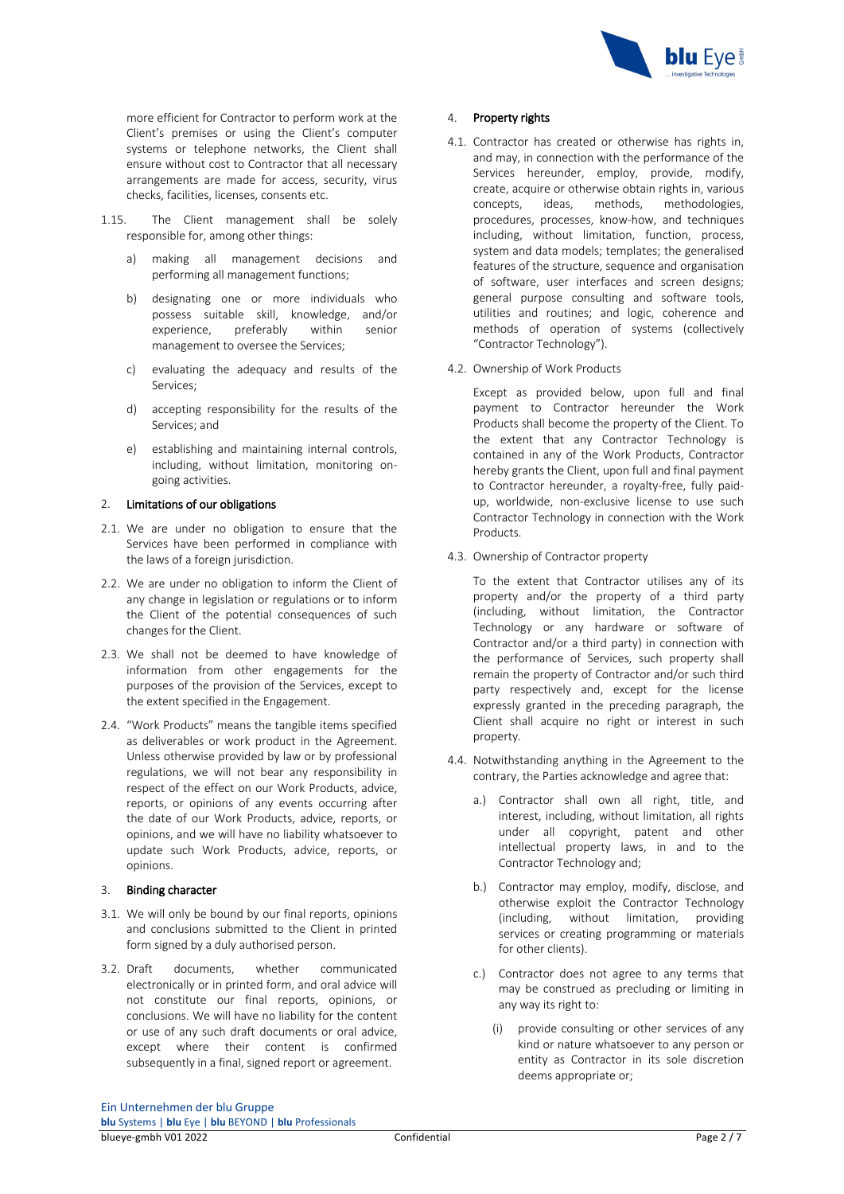more efficient for Contractor to perform work at the Client's premises or using the Client's computer systems or telephone networks, the Client shall ensure without cost to Contractor that all necessary arrangements are made for access, security, virus checks, facilities, licenses, consents etc.

1.15. The Client management shall be solely responsible for, among other things:

a) making all management decisions and performing all management functions;

b) designating one or more individuals who possess suitable skill, knowledge, and/or experience, preferably within senior management to oversee the Services;

c) evaluating the adequacy and results of the Services;

d) accepting responsibility for the results of the Services; and

e) establishing and maintaining internal controls, including, without limitation, monitoring on-going activities.

## 2. Limitations of our obligations

2.1. We are under no obligation to ensure that the Services have been performed in compliance with the laws of a foreign jurisdiction.

2.2. We are under no obligation to inform the Client of any change in legislation or regulations or to inform the Client of the potential consequences of such changes for the Client.

2.3. We shall not be deemed to have knowledge of information from other engagements for the purposes of the provision of the Services, except to the extent specified in the Engagement.

2.4. "Work Products" means the tangible items specified as deliverables or work product in the Agreement. Unless otherwise provided by law or by professional regulations, we will not bear any responsibility in respect of the effect on our Work Products, advice, reports, or opinions of any events occurring after the date of our Work Products, advice, reports, or opinions, and we will have no liability whatsoever to update such Work Products, advice, reports, or opinions.

## 3. Binding character

3.1. We will only be bound by our final reports, opinions and conclusions submitted to the Client in printed form signed by a duly authorised person.

3.2. Draft documents, whether communicated electronically or in printed form, and oral advice will not constitute our final reports, opinions, or conclusions. We will have no liability for the content or use of any such draft documents or oral advice, except where their content is confirmed subsequently in a final, signed report or agreement.

## 4. Property rights

4.1. Contractor has created or otherwise has rights in, and may, in connection with the performance of the Services hereunder, employ, provide, modify, create, acquire or otherwise obtain rights in, various concepts, ideas, methods, methodologies, procedures, processes, know-how, and techniques including, without limitation, function, process, system and data models; templates; the generalised features of the structure, sequence and organisation of software, user interfaces and screen designs; general purpose consulting and software tools, utilities and routines; and logic, coherence and methods of operation of systems (collectively "Contractor Technology").

4.2. Ownership of Work Products

Except as provided below, upon full and final payment to Contractor hereunder the Work Products shall become the property of the Client. To the extent that any Contractor Technology is contained in any of the Work Products, Contractor hereby grants the Client, upon full and final payment to Contractor hereunder, a royalty-free, fully paid-up, worldwide, non-exclusive license to use such Contractor Technology in connection with the Work Products.

4.3. Ownership of Contractor property

To the extent that Contractor utilises any of its property and/or the property of a third party (including, without limitation, the Contractor Technology or any hardware or software of Contractor and/or a third party) in connection with the performance of Services, such property shall remain the property of Contractor and/or such third party respectively and, except for the license expressly granted in the preceding paragraph, the Client shall acquire no right or interest in such property.

4.4. Notwithstanding anything in the Agreement to the contrary, the Parties acknowledge and agree that:

a.) Contractor shall own all right, title, and interest, including, without limitation, all rights under all copyright, patent and other intellectual property laws, in and to the Contractor Technology and;

b.) Contractor may employ, modify, disclose, and otherwise exploit the Contractor Technology (including, without limitation, providing services or creating programming or materials for other clients).

c.) Contractor does not agree to any terms that may be construed as precluding or limiting in any way its right to:

(i) provide consulting or other services of any kind or nature whatsoever to any person or entity as Contractor in its sole discretion deems appropriate or;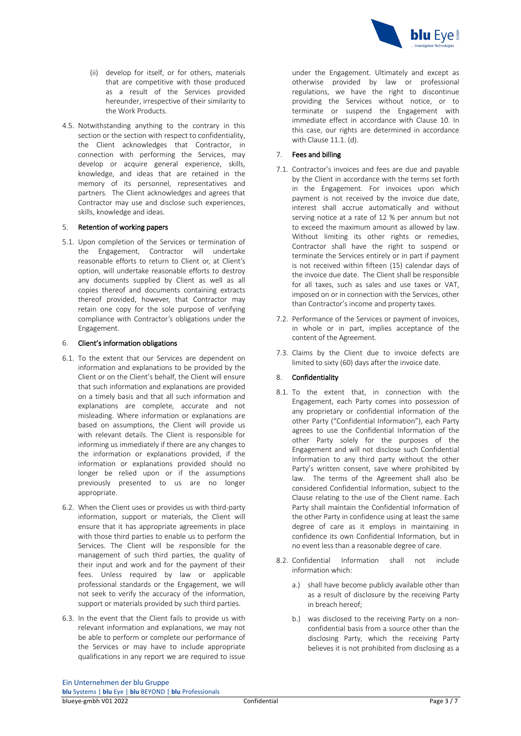(ii) develop for itself, or for others, materials that are competitive with those produced as a result of the Services provided hereunder, irrespective of their similarity to the Work Products.

4.5. Notwithstanding anything to the contrary in this section or the section with respect to confidentiality, the Client acknowledges that Contractor, in connection with performing the Services, may develop or acquire general experience, skills, knowledge, and ideas that are retained in the memory of its personnel, representatives and partners. The Client acknowledges and agrees that Contractor may use and disclose such experiences, skills, knowledge and ideas.

## 5. Retention of working papers

5.1. Upon completion of the Services or termination of the Engagement, Contractor will undertake reasonable efforts to return to Client or, at Client's option, will undertake reasonable efforts to destroy any documents supplied by Client as well as all copies thereof and documents containing extracts thereof provided, however, that Contractor may retain one copy for the sole purpose of verifying compliance with Contractor's obligations under the Engagement.

## 6. Client's information obligations

6.1. To the extent that our Services are dependent on information and explanations to be provided by the Client or on the Client's behalf, the Client will ensure that such information and explanations are provided on a timely basis and that all such information and explanations are complete, accurate and not misleading. Where information or explanations are based on assumptions, the Client will provide us with relevant details. The Client is responsible for informing us immediately if there are any changes to the information or explanations provided, if the information or explanations provided should no longer be relied upon or if the assumptions previously presented to us are no longer appropriate.

6.2. When the Client uses or provides us with third-party information, support or materials, the Client will ensure that it has appropriate agreements in place with those third parties to enable us to perform the Services. The Client will be responsible for the management of such third parties, the quality of their input and work and for the payment of their fees. Unless required by law or applicable professional standards or the Engagement, we will not seek to verify the accuracy of the information, support or materials provided by such third parties.

6.3. In the event that the Client fails to provide us with relevant information and explanations, we may not be able to perform or complete our performance of the Services or may have to include appropriate qualifications in any report we are required to issue under the Engagement. Ultimately and except as otherwise provided by law or professional regulations, we have the right to discontinue providing the Services without notice, or to terminate or suspend the Engagement with immediate effect in accordance with Clause 10. In this case, our rights are determined in accordance with Clause 11.1. (d).

## 7. Fees and billing

7.1. Contractor's invoices and fees are due and payable by the Client in accordance with the terms set forth in the Engagement. For invoices upon which payment is not received by the invoice due date, interest shall accrue automatically and without serving notice at a rate of 12 % per annum but not to exceed the maximum amount as allowed by law. Without limiting its other rights or remedies, Contractor shall have the right to suspend or terminate the Services entirely or in part if payment is not received within fifteen (15) calendar days of the invoice due date. The Client shall be responsible for all taxes, such as sales and use taxes or VAT, imposed on or in connection with the Services, other than Contractor's income and property taxes.

7.2. Performance of the Services or payment of invoices, in whole or in part, implies acceptance of the content of the Agreement.

7.3. Claims by the Client due to invoice defects are limited to sixty (60) days after the invoice date.

## 8. Confidentiality

8.1. To the extent that, in connection with the Engagement, each Party comes into possession of any proprietary or confidential information of the other Party ("Confidential Information"), each Party agrees to use the Confidential Information of the other Party solely for the purposes of the Engagement and will not disclose such Confidential Information to any third party without the other Party's written consent, save where prohibited by law. The terms of the Agreement shall also be considered Confidential Information, subject to the Clause relating to the use of the Client name. Each Party shall maintain the Confidential Information of the other Party in confidence using at least the same degree of care as it employs in maintaining in confidence its own Confidential Information, but in no event less than a reasonable degree of care.

8.2. Confidential Information shall not include information which:

a.) shall have become publicly available other than as a result of disclosure by the receiving Party in breach hereof;

b.) was disclosed to the receiving Party on a non-confidential basis from a source other than the disclosing Party, which the receiving Party believes it is not prohibited from disclosing as a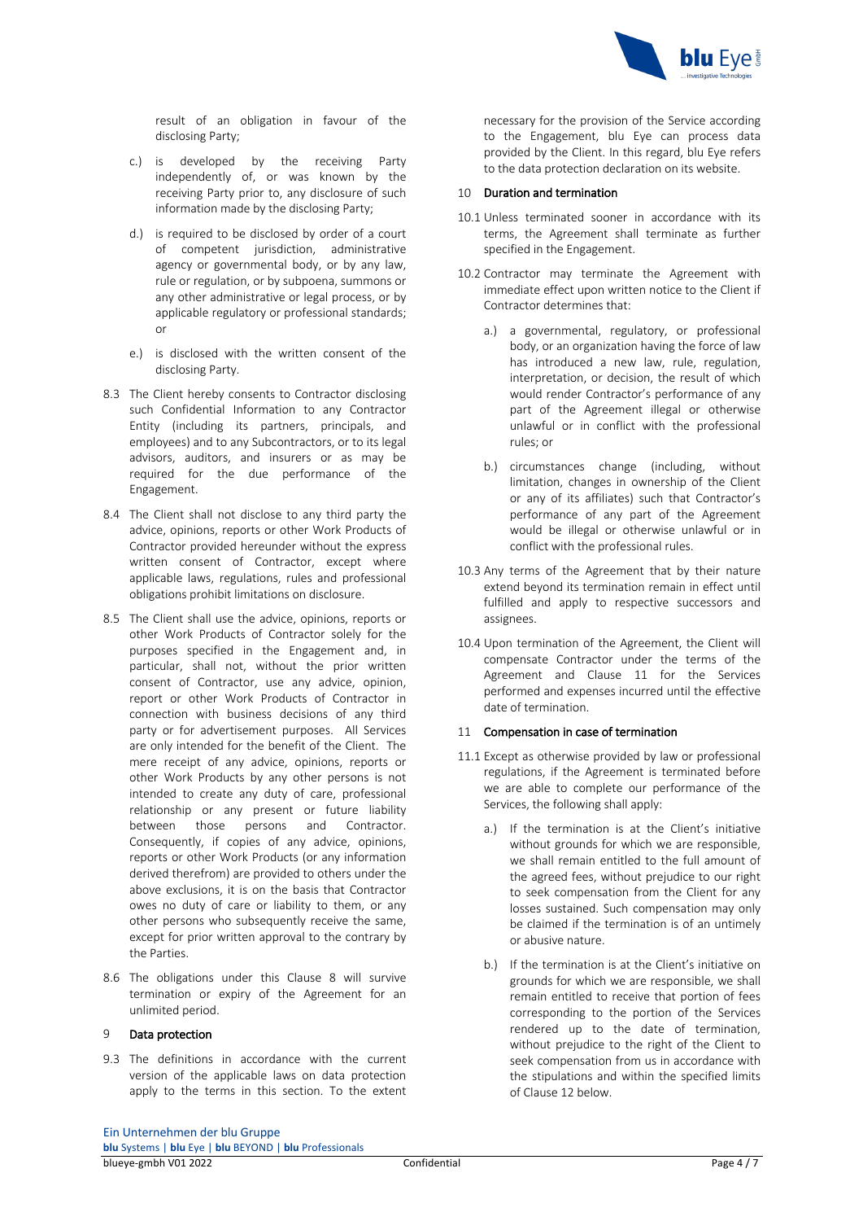result of an obligation in favour of the disclosing Party;

c.) is developed by the receiving Party independently of, or was known by the receiving Party prior to, any disclosure of such information made by the disclosing Party;

d.) is required to be disclosed by order of a court of competent jurisdiction, administrative agency or governmental body, or by any law, rule or regulation, or by subpoena, summons or any other administrative or legal process, or by applicable regulatory or professional standards; or

e.) is disclosed with the written consent of the disclosing Party.

8.3 The Client hereby consents to Contractor disclosing such Confidential Information to any Contractor Entity (including its partners, principals, and employees) and to any Subcontractors, or to its legal advisors, auditors, and insurers or as may be required for the due performance of the Engagement.

8.4 The Client shall not disclose to any third party the advice, opinions, reports or other Work Products of Contractor provided hereunder without the express written consent of Contractor, except where applicable laws, regulations, rules and professional obligations prohibit limitations on disclosure.

8.5 The Client shall use the advice, opinions, reports or other Work Products of Contractor solely for the purposes specified in the Engagement and, in particular, shall not, without the prior written consent of Contractor, use any advice, opinion, report or other Work Products of Contractor in connection with business decisions of any third party or for advertisement purposes. All Services are only intended for the benefit of the Client. The mere receipt of any advice, opinions, reports or other Work Products by any other persons is not intended to create any duty of care, professional relationship or any present or future liability between those persons and Contractor. Consequently, if copies of any advice, opinions, reports or other Work Products (or any information derived therefrom) are provided to others under the above exclusions, it is on the basis that Contractor owes no duty of care or liability to them, or any other persons who subsequently receive the same, except for prior written approval to the contrary by the Parties.

8.6 The obligations under this Clause 8 will survive termination or expiry of the Agreement for an unlimited period.

## 9 Data protection

9.3 The definitions in accordance with the current version of the applicable laws on data protection apply to the terms in this section. To the extent necessary for the provision of the Service according to the Engagement, blu Eye can process data provided by the Client. In this regard, blu Eye refers to the data protection declaration on its website.

## 10 Duration and termination

10.1 Unless terminated sooner in accordance with its terms, the Agreement shall terminate as further specified in the Engagement.

10.2 Contractor may terminate the Agreement with immediate effect upon written notice to the Client if Contractor determines that:

a.) a governmental, regulatory, or professional body, or an organization having the force of law has introduced a new law, rule, regulation, interpretation, or decision, the result of which would render Contractor's performance of any part of the Agreement illegal or otherwise unlawful or in conflict with the professional rules; or

b.) circumstances change (including, without limitation, changes in ownership of the Client or any of its affiliates) such that Contractor's performance of any part of the Agreement would be illegal or otherwise unlawful or in conflict with the professional rules.

10.3 Any terms of the Agreement that by their nature extend beyond its termination remain in effect until fulfilled and apply to respective successors and assignees.

10.4 Upon termination of the Agreement, the Client will compensate Contractor under the terms of the Agreement and Clause 11 for the Services performed and expenses incurred until the effective date of termination.

## 11 Compensation in case of termination

11.1 Except as otherwise provided by law or professional regulations, if the Agreement is terminated before we are able to complete our performance of the Services, the following shall apply:

a.) If the termination is at the Client's initiative without grounds for which we are responsible, we shall remain entitled to the full amount of the agreed fees, without prejudice to our right to seek compensation from the Client for any losses sustained. Such compensation may only be claimed if the termination is of an untimely or abusive nature.

b.) If the termination is at the Client's initiative on grounds for which we are responsible, we shall remain entitled to receive that portion of fees corresponding to the portion of the Services rendered up to the date of termination, without prejudice to the right of the Client to seek compensation from us in accordance with the stipulations and within the specified limits of Clause 12 below.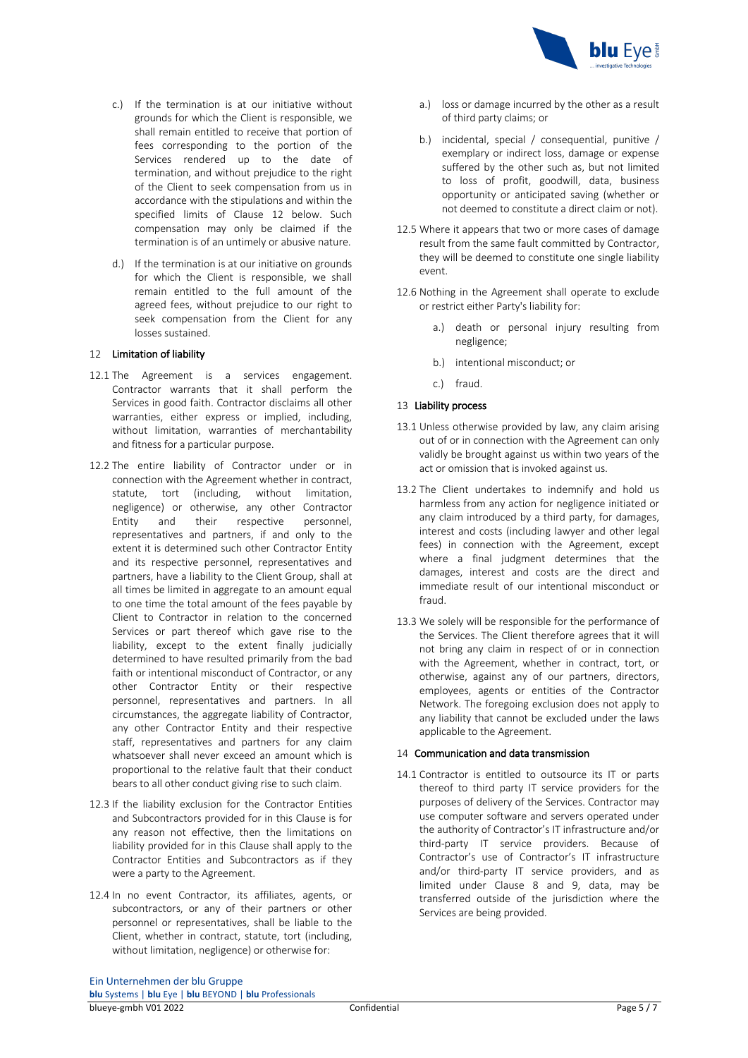c.) If the termination is at our initiative without grounds for which the Client is responsible, we shall remain entitled to receive that portion of fees corresponding to the portion of the Services rendered up to the date of termination, and without prejudice to the right of the Client to seek compensation from us in accordance with the stipulations and within the specified limits of Clause 12 below. Such compensation may only be claimed if the termination is of an untimely or abusive nature.

d.) If the termination is at our initiative on grounds for which the Client is responsible, we shall remain entitled to the full amount of the agreed fees, without prejudice to our right to seek compensation from the Client for any losses sustained.

## 12 Limitation of liability

12.1 The Agreement is a services engagement. Contractor warrants that it shall perform the Services in good faith. Contractor disclaims all other warranties, either express or implied, including, without limitation, warranties of merchantability and fitness for a particular purpose.

12.2 The entire liability of Contractor under or in connection with the Agreement whether in contract, statute, tort (including, without limitation, negligence) or otherwise, any other Contractor Entity and their respective personnel, representatives and partners, if and only to the extent it is determined such other Contractor Entity and its respective personnel, representatives and partners, have a liability to the Client Group, shall at all times be limited in aggregate to an amount equal to one time the total amount of the fees payable by Client to Contractor in relation to the concerned Services or part thereof which gave rise to the liability, except to the extent finally judicially determined to have resulted primarily from the bad faith or intentional misconduct of Contractor, or any other Contractor Entity or their respective personnel, representatives and partners. In all circumstances, the aggregate liability of Contractor, any other Contractor Entity and their respective staff, representatives and partners for any claim whatsoever shall never exceed an amount which is proportional to the relative fault that their conduct bears to all other conduct giving rise to such claim.

12.3 If the liability exclusion for the Contractor Entities and Subcontractors provided for in this Clause is for any reason not effective, then the limitations on liability provided for in this Clause shall apply to the Contractor Entities and Subcontractors as if they were a party to the Agreement.

12.4 In no event Contractor, its affiliates, agents, or subcontractors, or any of their partners or other personnel or representatives, shall be liable to the Client, whether in contract, statute, tort (including, without limitation, negligence) or otherwise for:

a.) loss or damage incurred by the other as a result of third party claims; or

b.) incidental, special / consequential, punitive / exemplary or indirect loss, damage or expense suffered by the other such as, but not limited to loss of profit, goodwill, data, business opportunity or anticipated saving (whether or not deemed to constitute a direct claim or not).

12.5 Where it appears that two or more cases of damage result from the same fault committed by Contractor, they will be deemed to constitute one single liability event.

12.6 Nothing in the Agreement shall operate to exclude or restrict either Party's liability for:

a.) death or personal injury resulting from negligence;

b.) intentional misconduct; or

c.) fraud.

## 13 Liability process

13.1 Unless otherwise provided by law, any claim arising out of or in connection with the Agreement can only validly be brought against us within two years of the act or omission that is invoked against us.

13.2 The Client undertakes to indemnify and hold us harmless from any action for negligence initiated or any claim introduced by a third party, for damages, interest and costs (including lawyer and other legal fees) in connection with the Agreement, except where a final judgment determines that the damages, interest and costs are the direct and immediate result of our intentional misconduct or fraud.

13.3 We solely will be responsible for the performance of the Services. The Client therefore agrees that it will not bring any claim in respect of or in connection with the Agreement, whether in contract, tort, or otherwise, against any of our partners, directors, employees, agents or entities of the Contractor Network. The foregoing exclusion does not apply to any liability that cannot be excluded under the laws applicable to the Agreement.

## 14 Communication and data transmission

14.1 Contractor is entitled to outsource its IT or parts thereof to third party IT service providers for the purposes of delivery of the Services. Contractor may use computer software and servers operated under the authority of Contractor's IT infrastructure and/or third-party IT service providers. Because of Contractor's use of Contractor's IT infrastructure and/or third-party IT service providers, and as limited under Clause 8 and 9, data, may be transferred outside of the jurisdiction where the Services are being provided.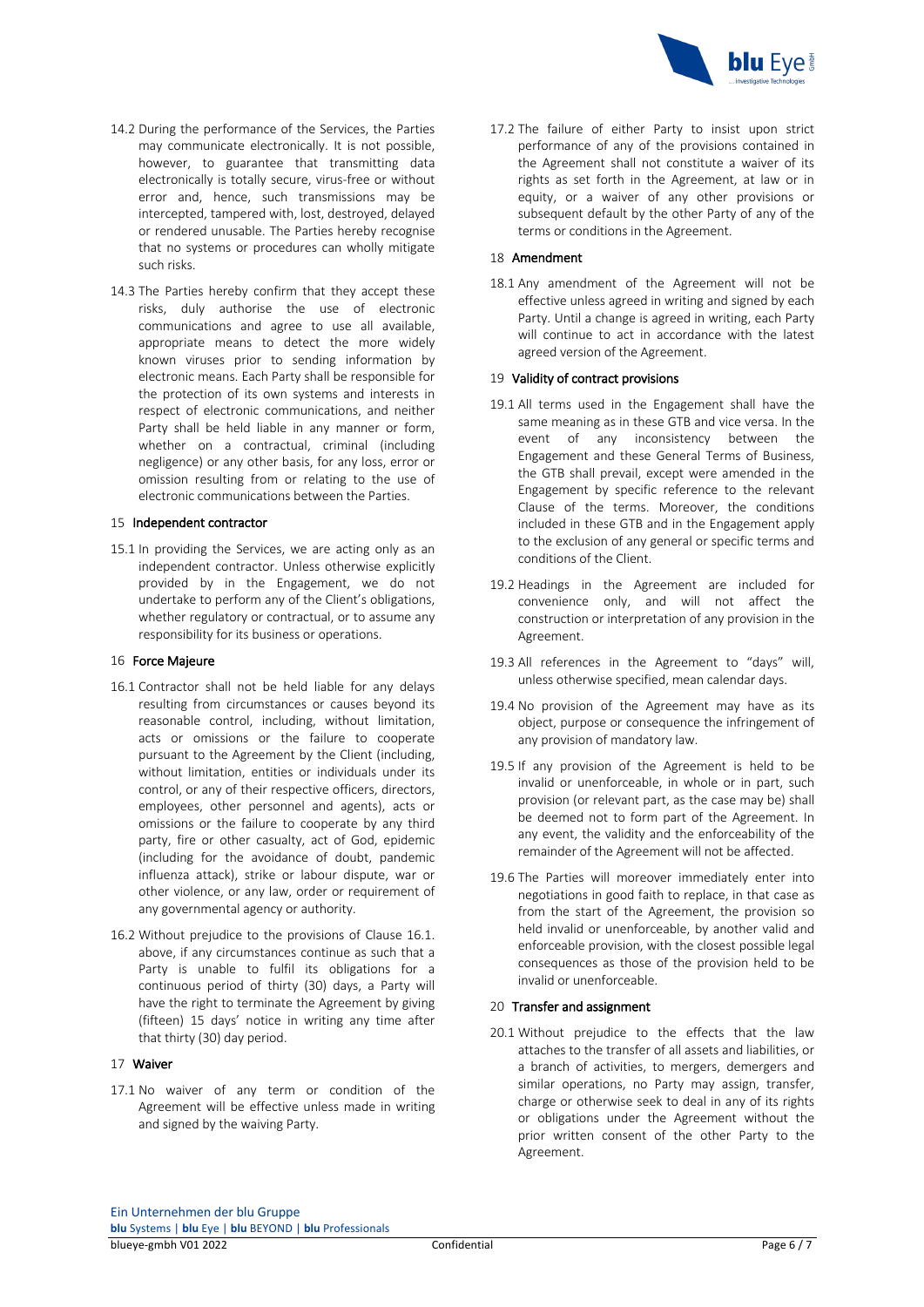14.2 During the performance of the Services, the Parties may communicate electronically. It is not possible, however, to guarantee that transmitting data electronically is totally secure, virus-free or without error and, hence, such transmissions may be intercepted, tampered with, lost, destroyed, delayed or rendered unusable. The Parties hereby recognise that no systems or procedures can wholly mitigate such risks.

14.3 The Parties hereby confirm that they accept these risks, duly authorise the use of electronic communications and agree to use all available, appropriate means to detect the more widely known viruses prior to sending information by electronic means. Each Party shall be responsible for the protection of its own systems and interests in respect of electronic communications, and neither Party shall be held liable in any manner or form, whether on a contractual, criminal (including negligence) or any other basis, for any loss, error or omission resulting from or relating to the use of electronic communications between the Parties.

## 15 Independent contractor

15.1 In providing the Services, we are acting only as an independent contractor. Unless otherwise explicitly provided by in the Engagement, we do not undertake to perform any of the Client's obligations, whether regulatory or contractual, or to assume any responsibility for its business or operations.

## 16 Force Majeure

16.1 Contractor shall not be held liable for any delays resulting from circumstances or causes beyond its reasonable control, including, without limitation, acts or omissions or the failure to cooperate pursuant to the Agreement by the Client (including, without limitation, entities or individuals under its control, or any of their respective officers, directors, employees, other personnel and agents), acts or omissions or the failure to cooperate by any third party, fire or other casualty, act of God, epidemic (including for the avoidance of doubt, pandemic influenza attack), strike or labour dispute, war or other violence, or any law, order or requirement of any governmental agency or authority.

16.2 Without prejudice to the provisions of Clause 16.1. above, if any circumstances continue as such that a Party is unable to fulfil its obligations for a continuous period of thirty (30) days, a Party will have the right to terminate the Agreement by giving (fifteen) 15 days' notice in writing any time after that thirty (30) day period.

## 17 Waiver

17.1 No waiver of any term or condition of the Agreement will be effective unless made in writing and signed by the waiving Party.

17.2 The failure of either Party to insist upon strict performance of any of the provisions contained in the Agreement shall not constitute a waiver of its rights as set forth in the Agreement, at law or in equity, or a waiver of any other provisions or subsequent default by the other Party of any of the terms or conditions in the Agreement.

## 18 Amendment

18.1 Any amendment of the Agreement will not be effective unless agreed in writing and signed by each Party. Until a change is agreed in writing, each Party will continue to act in accordance with the latest agreed version of the Agreement.

## 19 Validity of contract provisions

19.1 All terms used in the Engagement shall have the same meaning as in these GTB and vice versa. In the event of any inconsistency between the Engagement and these General Terms of Business, the GTB shall prevail, except were amended in the Engagement by specific reference to the relevant Clause of the terms. Moreover, the conditions included in these GTB and in the Engagement apply to the exclusion of any general or specific terms and conditions of the Client.

19.2 Headings in the Agreement are included for convenience only, and will not affect the construction or interpretation of any provision in the Agreement.

19.3 All references in the Agreement to "days" will, unless otherwise specified, mean calendar days.

19.4 No provision of the Agreement may have as its object, purpose or consequence the infringement of any provision of mandatory law.

19.5 If any provision of the Agreement is held to be invalid or unenforceable, in whole or in part, such provision (or relevant part, as the case may be) shall be deemed not to form part of the Agreement. In any event, the validity and the enforceability of the remainder of the Agreement will not be affected.

19.6 The Parties will moreover immediately enter into negotiations in good faith to replace, in that case as from the start of the Agreement, the provision so held invalid or unenforceable, by another valid and enforceable provision, with the closest possible legal consequences as those of the provision held to be invalid or unenforceable.

## 20 Transfer and assignment

20.1 Without prejudice to the effects that the law attaches to the transfer of all assets and liabilities, or a branch of activities, to mergers, demergers and similar operations, no Party may assign, transfer, charge or otherwise seek to deal in any of its rights or obligations under the Agreement without the prior written consent of the other Party to the Agreement.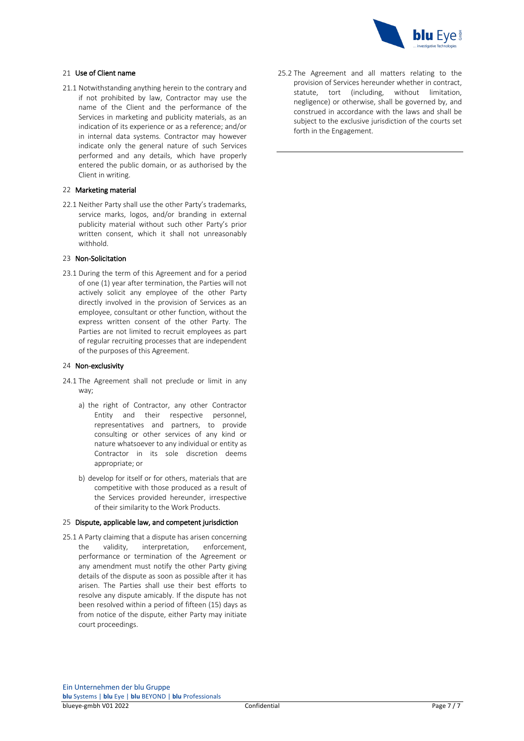## 21 Use of Client name

21.1 Notwithstanding anything herein to the contrary and if not prohibited by law, Contractor may use the name of the Client and the performance of the Services in marketing and publicity materials, as an indication of its experience or as a reference; and/or in internal data systems. Contractor may however indicate only the general nature of such Services performed and any details, which have properly entered the public domain, or as authorised by the Client in writing.

## 22 Marketing material

22.1 Neither Party shall use the other Party's trademarks, service marks, logos, and/or branding in external publicity material without such other Party's prior written consent, which it shall not unreasonably withhold.

## 23 Non-Solicitation

23.1 During the term of this Agreement and for a period of one (1) year after termination, the Parties will not actively solicit any employee of the other Party directly involved in the provision of Services as an employee, consultant or other function, without the express written consent of the other Party. The Parties are not limited to recruit employees as part of regular recruiting processes that are independent of the purposes of this Agreement.

## 24 Non-exclusivity

24.1 The Agreement shall not preclude or limit in any way;

a) the right of Contractor, any other Contractor Entity and their respective personnel, representatives and partners, to provide consulting or other services of any kind or nature whatsoever to any individual or entity as Contractor in its sole discretion deems appropriate; or

b) develop for itself or for others, materials that are competitive with those produced as a result of the Services provided hereunder, irrespective of their similarity to the Work Products.

## 25 Dispute, applicable law, and competent jurisdiction

25.1 A Party claiming that a dispute has arisen concerning the validity, interpretation, enforcement, performance or termination of the Agreement or any amendment must notify the other Party giving details of the dispute as soon as possible after it has arisen. The Parties shall use their best efforts to resolve any dispute amicably. If the dispute has not been resolved within a period of fifteen (15) days as from notice of the dispute, either Party may initiate court proceedings.

25.2 The Agreement and all matters relating to the provision of Services hereunder whether in contract, statute, tort (including, without limitation, negligence) or otherwise, shall be governed by, and construed in accordance with the laws and shall be subject to the exclusive jurisdiction of the courts set forth in the Engagement.